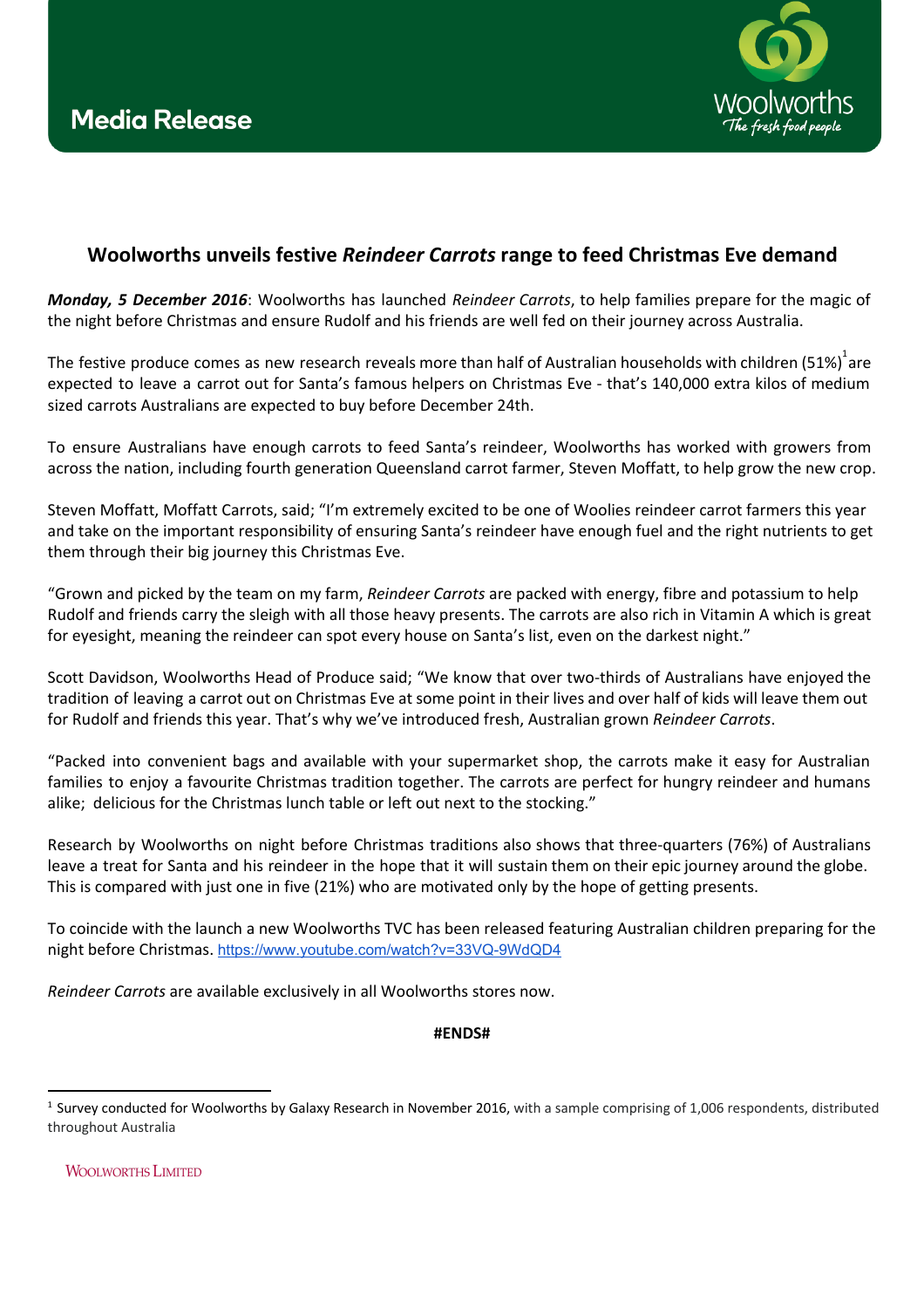**Media Release**

# Woolworths unveils festive *Reindeer Carrots* range to feed Christmas Eve demand

***Monday, 5 December 2016***: Woolworths has launched *Reindeer Carrots*, to help families prepare for the magic of the night before Christmas and ensure Rudolf and his friends are well fed on their journey across Australia.

The festive produce comes as new research reveals more than half of Australian households with children (51%)[1] are expected to leave a carrot out for Santa's famous helpers on Christmas Eve - that's 140,000 extra kilos of medium sized carrots Australians are expected to buy before December 24th.

To ensure Australians have enough carrots to feed Santa's reindeer, Woolworths has worked with growers from across the nation, including fourth generation Queensland carrot farmer, Steven Moffatt, to help grow the new crop.

Steven Moffatt, Moffatt Carrots, said; "I'm extremely excited to be one of Woolies reindeer carrot farmers this year and take on the important responsibility of ensuring Santa's reindeer have enough fuel and the right nutrients to get them through their big journey this Christmas Eve.

"Grown and picked by the team on my farm, *Reindeer Carrots* are packed with energy, fibre and potassium to help Rudolf and friends carry the sleigh with all those heavy presents. The carrots are also rich in Vitamin A which is great for eyesight, meaning the reindeer can spot every house on Santa's list, even on the darkest night."

Scott Davidson, Woolworths Head of Produce said; "We know that over two-thirds of Australians have enjoyed the tradition of leaving a carrot out on Christmas Eve at some point in their lives and over half of kids will leave them out for Rudolf and friends this year. That's why we've introduced fresh, Australian grown *Reindeer Carrots*.

"Packed into convenient bags and available with your supermarket shop, the carrots make it easy for Australian families to enjoy a favourite Christmas tradition together. The carrots are perfect for hungry reindeer and humans alike; delicious for the Christmas lunch table or left out next to the stocking."

Research by Woolworths on night before Christmas traditions also shows that three-quarters (76%) of Australians leave a treat for Santa and his reindeer in the hope that it will sustain them on their epic journey around the globe. This is compared with just one in five (21%) who are motivated only by the hope of getting presents.

To coincide with the launch a new Woolworths TVC has been released featuring Australian children preparing for the night before Christmas. https://www.youtube.com/watch?v=33VQ-9WdQD4

*Reindeer Carrots* are available exclusively in all Woolworths stores now.

**#ENDS#**

[1] Survey conducted for Woolworths by Galaxy Research in November 2016, with a sample comprising of 1,006 respondents, distributed throughout Australia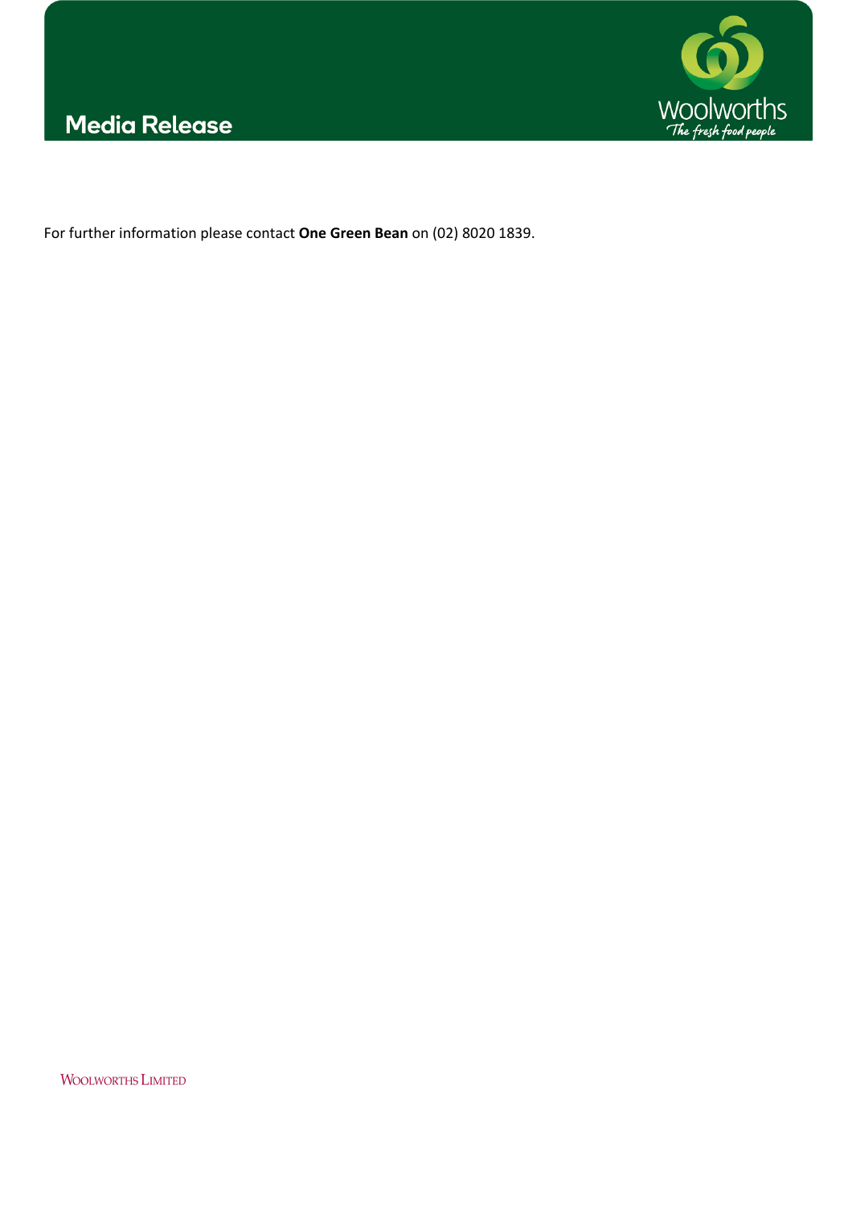For further information please contact **One Green Bean** on (02) 8020 1839.